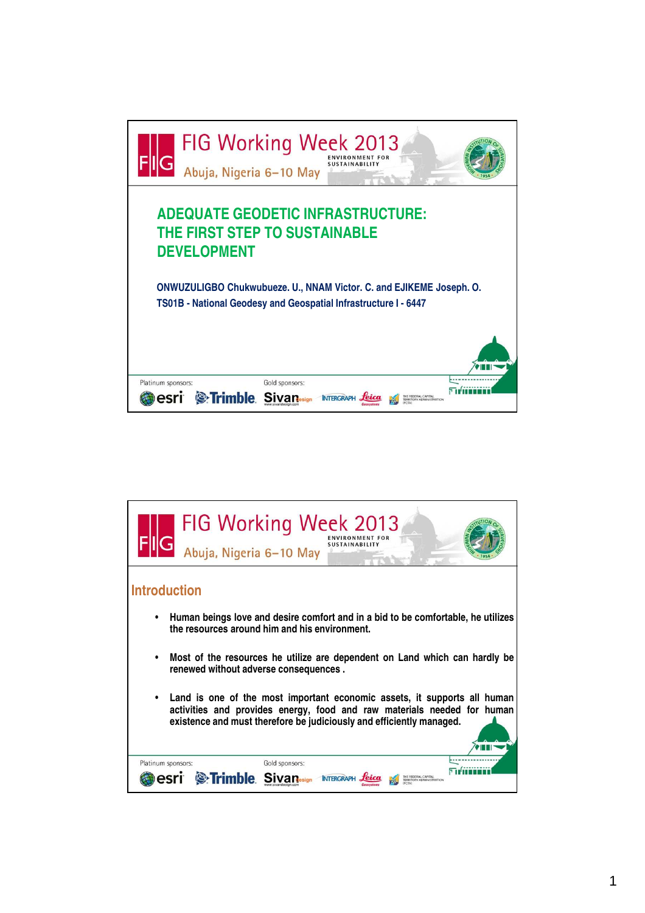# ADEQUATE GEODETIC INFRASTRUCTURE: THE FIRST STEP TO SUSTAINABLE DEVELOPMENT

**ONWUZULIGBO Chukwubueze. U., NNAM Victor. C. and EJIKEME Joseph. O.**

**TS01B - National Geodesy and Geospatial Infrastructure I - 6447**

## Introduction

- Human beings love and desire comfort and in a bid to be comfortable, he utilizes the resources around him and his environment.
- Most of the resources he utilize are dependent on Land which can hardly be renewed without adverse consequences .
- Land is one of the most important economic assets, it supports all human activities and provides energy, food and raw materials needed for human existence and must therefore be judiciously and efficiently managed.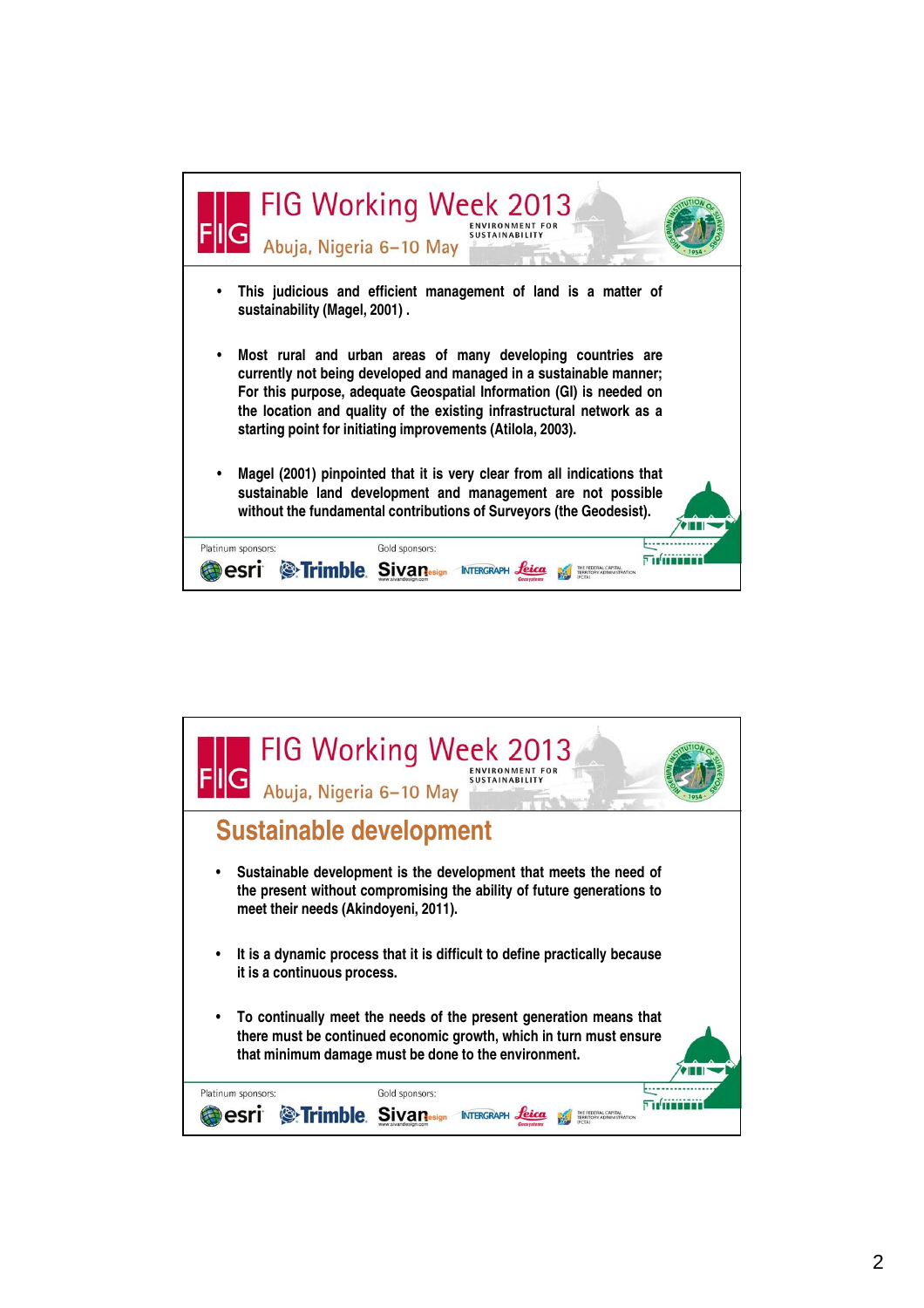- This judicious and efficient management of land is a matter of sustainability (Magel, 2001) .

- Most rural and urban areas of many developing countries are currently not being developed and managed in a sustainable manner; For this purpose, adequate Geospatial Information (GI) is needed on the location and quality of the existing infrastructural network as a starting point for initiating improvements (Atilola, 2003).

- Magel (2001) pinpointed that it is very clear from all indications that sustainable land development and management are not possible without the fundamental contributions of Surveyors (the Geodesist).

## Sustainable development

- Sustainable development is the development that meets the need of the present without compromising the ability of future generations to meet their needs (Akindoyeni, 2011).

- It is a dynamic process that it is difficult to define practically because it is a continuous process.

- To continually meet the needs of the present generation means that there must be continued economic growth, which in turn must ensure that minimum damage must be done to the environment.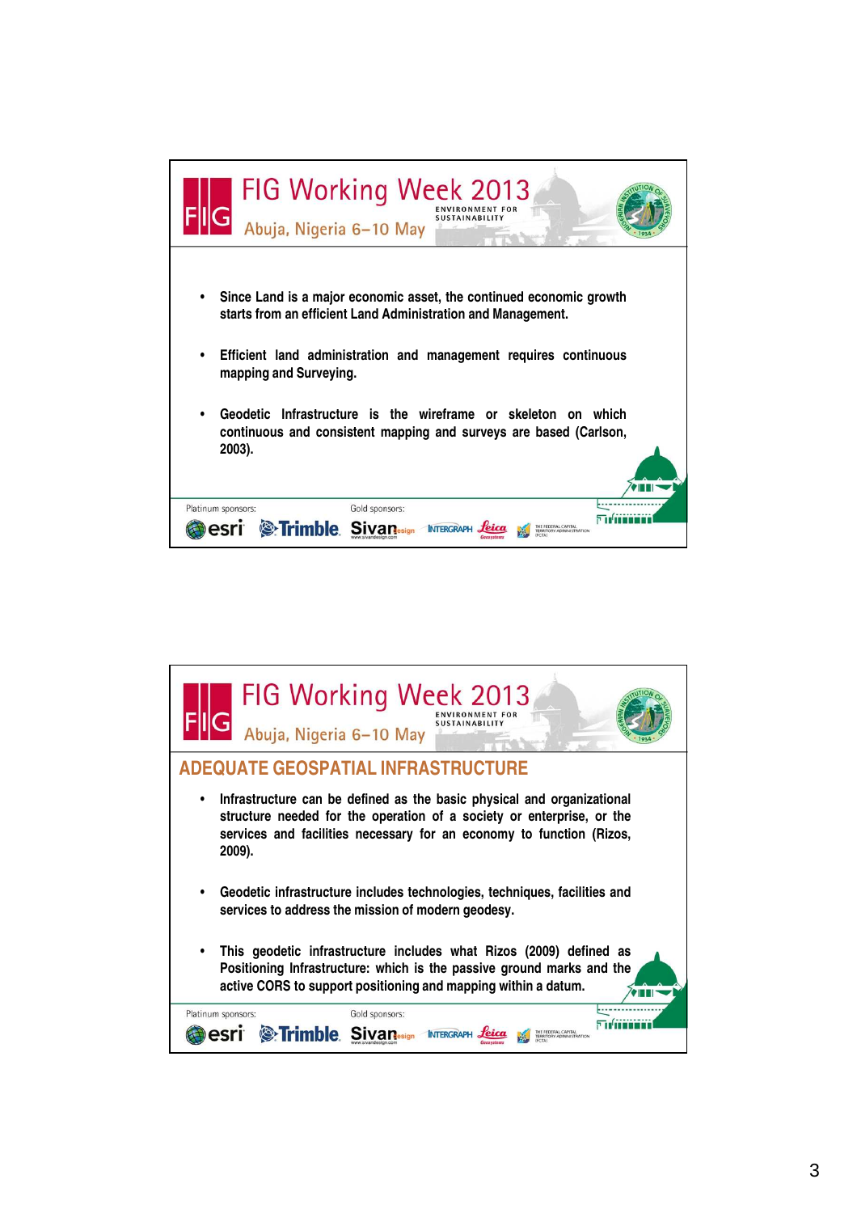- Since Land is a major economic asset, the continued economic growth starts from an efficient Land Administration and Management.
- Efficient land administration and management requires continuous mapping and Surveying.
- Geodetic Infrastructure is the wireframe or skeleton on which continuous and consistent mapping and surveys are based (Carlson, 2003).

## ADEQUATE GEOSPATIAL INFRASTRUCTURE

- Infrastructure can be defined as the basic physical and organizational structure needed for the operation of a society or enterprise, or the services and facilities necessary for an economy to function (Rizos, 2009).
- Geodetic infrastructure includes technologies, techniques, facilities and services to address the mission of modern geodesy.
- This geodetic infrastructure includes what Rizos (2009) defined as Positioning Infrastructure: which is the passive ground marks and the active CORS to support positioning and mapping within a datum.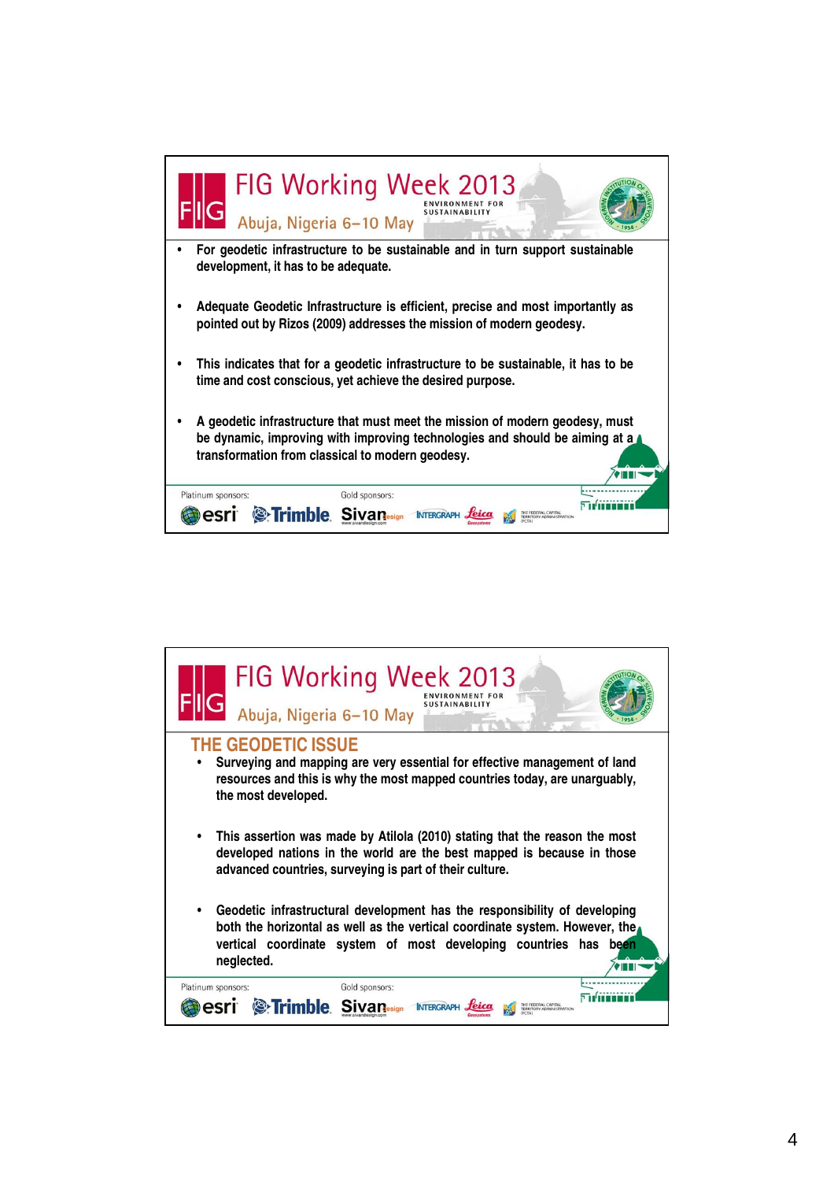- For geodetic infrastructure to be sustainable and in turn support sustainable development, it has to be adequate.
- Adequate Geodetic Infrastructure is efficient, precise and most importantly as pointed out by Rizos (2009) addresses the mission of modern geodesy.
- This indicates that for a geodetic infrastructure to be sustainable, it has to be time and cost conscious, yet achieve the desired purpose.
- A geodetic infrastructure that must meet the mission of modern geodesy, must be dynamic, improving with improving technologies and should be aiming at a transformation from classical to modern geodesy.

## THE GEODETIC ISSUE

- Surveying and mapping are very essential for effective management of land resources and this is why the most mapped countries today, are unarguably, the most developed.
- This assertion was made by Atilola (2010) stating that the reason the most developed nations in the world are the best mapped is because in those advanced countries, surveying is part of their culture.
- Geodetic infrastructural development has the responsibility of developing both the horizontal as well as the vertical coordinate system. However, the vertical coordinate system of most developing countries has been neglected.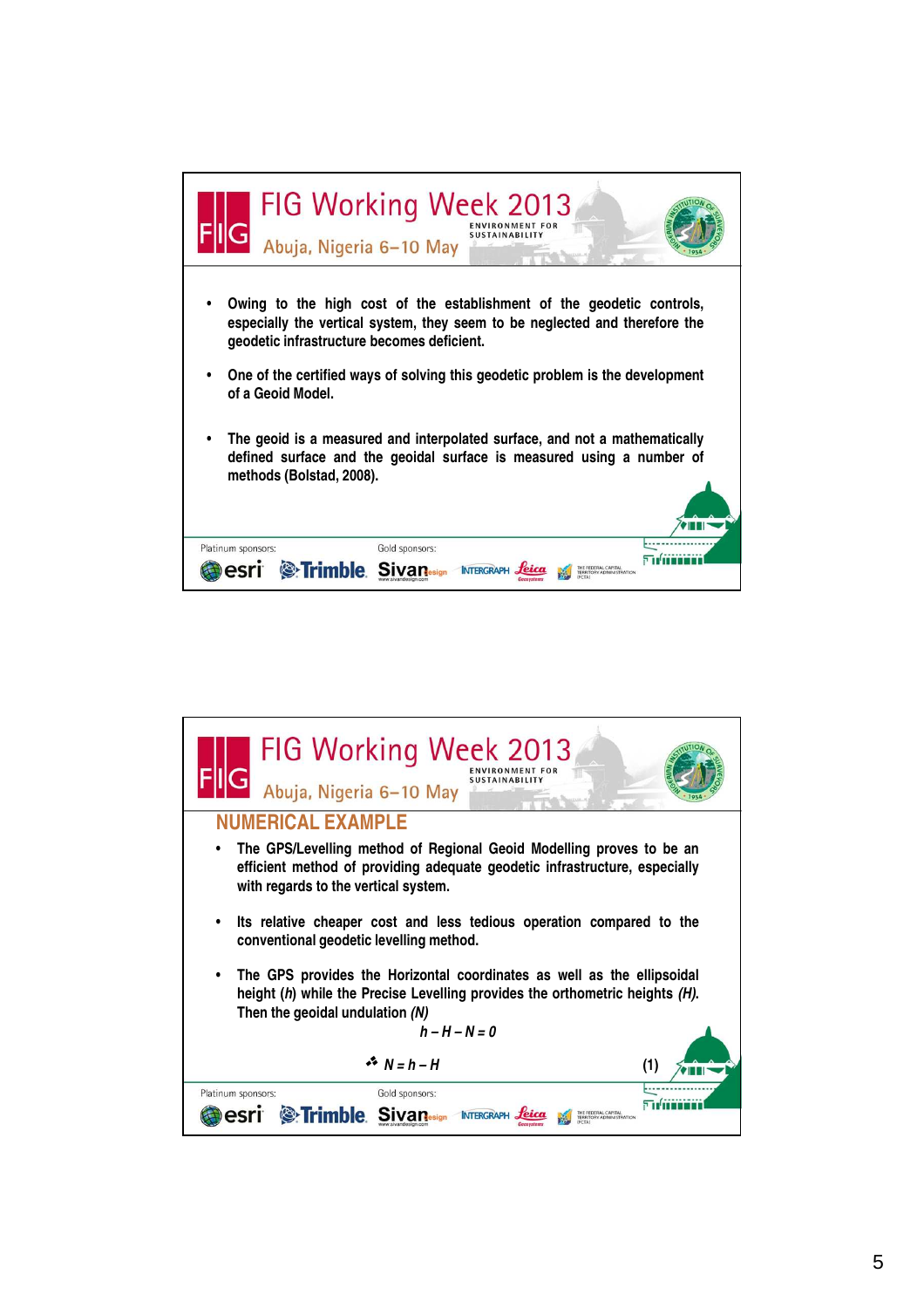- **Owing to the high cost of the establishment of the geodetic controls, especially the vertical system, they seem to be neglected and therefore the geodetic infrastructure becomes deficient.**
- **One of the certified ways of solving this geodetic problem is the development of a Geoid Model.**
- **The geoid is a measured and interpolated surface, and not a mathematically defined surface and the geoidal surface is measured using a number of methods (Bolstad, 2008).**

## NUMERICAL EXAMPLE

- **The GPS/Levelling method of Regional Geoid Modelling proves to be an efficient method of providing adequate geodetic infrastructure, especially with regards to the vertical system.**
- **Its relative cheaper cost and less tedious operation compared to the conventional geodetic levelling method.**
- **The GPS provides the Horizontal coordinates as well as the ellipsoidal height (*h*) while the Precise Levelling provides the orthometric heights *(H)*. Then the geoidal undulation *(N)***

$$h - H - N = 0$$

$$\therefore N = h - H \quad (1)$$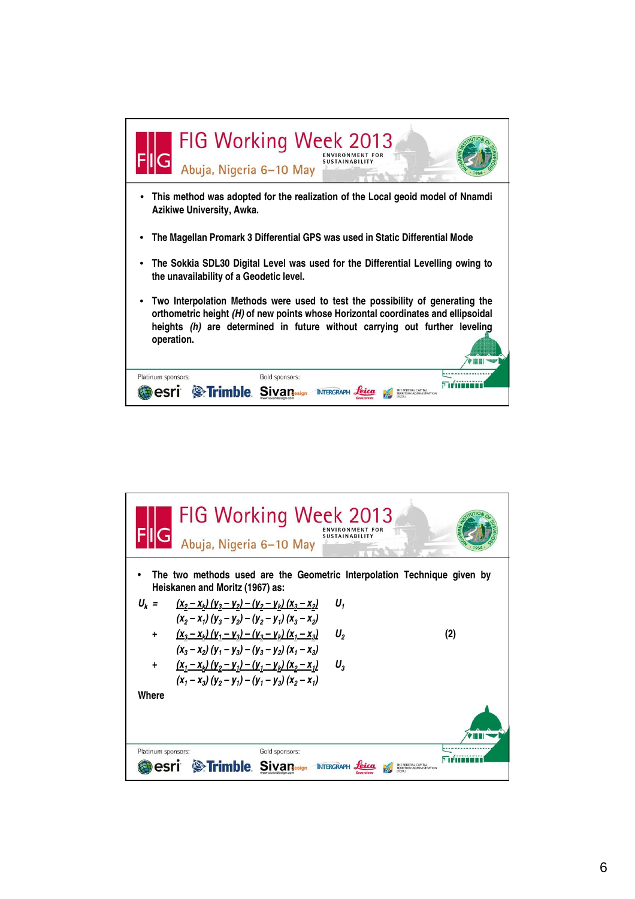- This method was adopted for the realization of the Local geoid model of Nnamdi Azikiwe University, Awka.

- The Magellan Promark 3 Differential GPS was used in Static Differential Mode

- The Sokkia SDL30 Digital Level was used for the Differential Levelling owing to the unavailability of a Geodetic level.

- Two Interpolation Methods were used to test the possibility of generating the orthometric height *(H)* of new points whose Horizontal coordinates and ellipsoidal heights *(h)* are determined in future without carrying out further leveling operation.

---

- The two methods used are the Geometric Interpolation Technique given by Heiskanen and Moritz (1967) as:

$$U_k = \frac{(x_2 - x_k)(y_3 - y_2) - (y_2 - y_k)(x_3 - x_2)}{(x_2 - x_1)(y_3 - y_2) - (y_2 - y_1)(x_3 - x_2)} U_1 + \frac{(x_3 - x_k)(y_1 - y_3) - (y_3 - y_k)(x_1 - x_3)}{(x_3 - x_2)(y_1 - y_3) - (y_3 - y_2)(x_1 - x_3)} U_2 + \frac{(x_1 - x_k)(y_2 - y_1) - (y_1 - y_k)(x_2 - x_1)}{(x_1 - x_3)(y_2 - y_1) - (y_1 - y_3)(x_2 - x_1)} U_3 \quad (2)$$

Where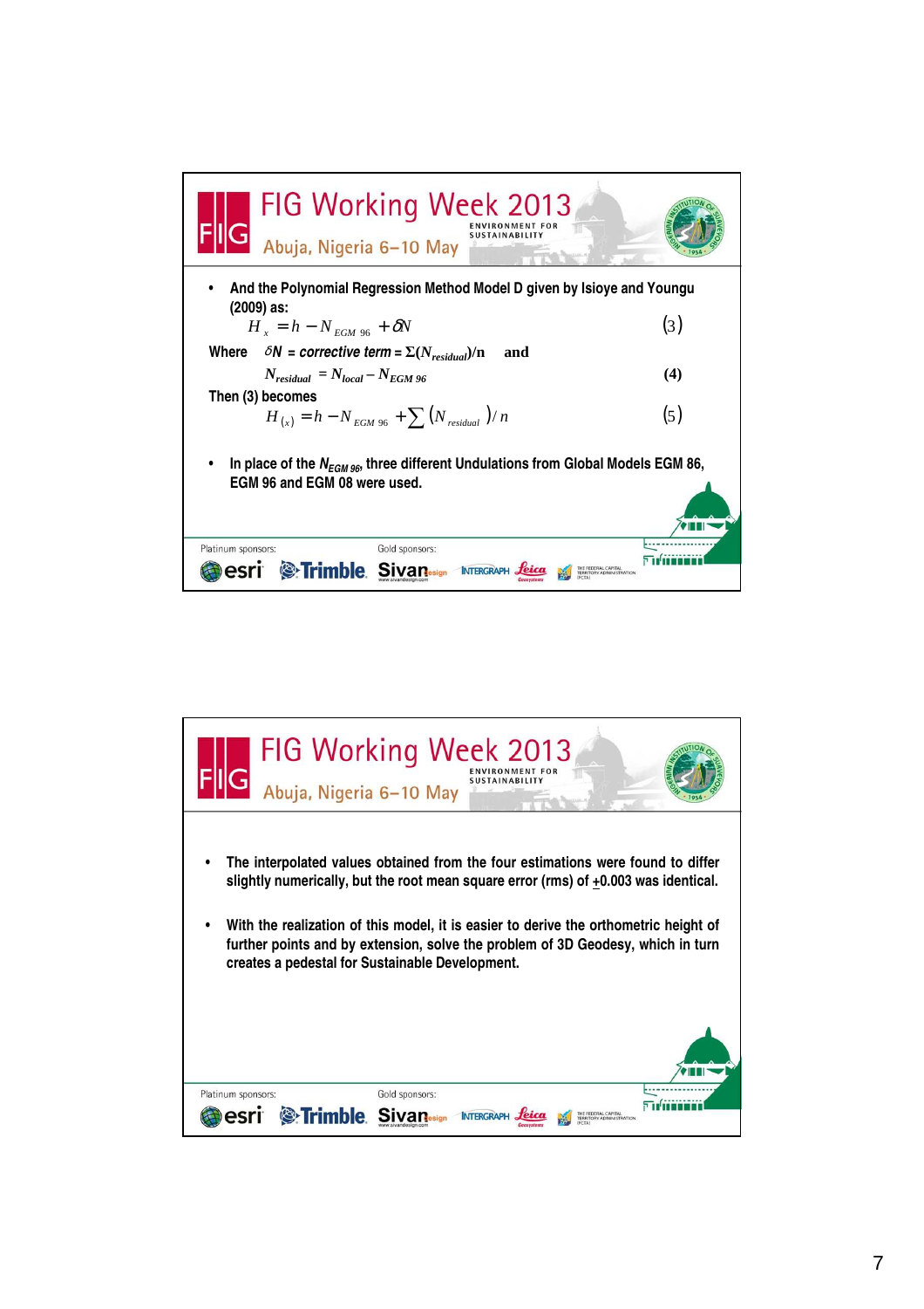- And the Polynomial Regression Method Model D given by Isioye and Youngu (2009) as:

$$H_x = h - N_{EGM\ 96} + \delta N \qquad (3)$$

Where $\delta N$ = *corrective term* = $\Sigma(N_{residual})/n$ and

$$N_{residual} = N_{local} - N_{EGM\ 96} \qquad (4)$$

Then (3) becomes

$$H_{(x)} = h - N_{EGM\ 96} + \sum (N_{residual})/n \qquad (5)$$

- In place of the $N_{EGM\ 96}$, three different Undulations from Global Models EGM 86, EGM 96 and EGM 08 were used.

- The interpolated values obtained from the four estimations were found to differ slightly numerically, but the root mean square error (rms) of $\pm$0.003 was identical.

- With the realization of this model, it is easier to derive the orthometric height of further points and by extension, solve the problem of 3D Geodesy, which in turn creates a pedestal for Sustainable Development.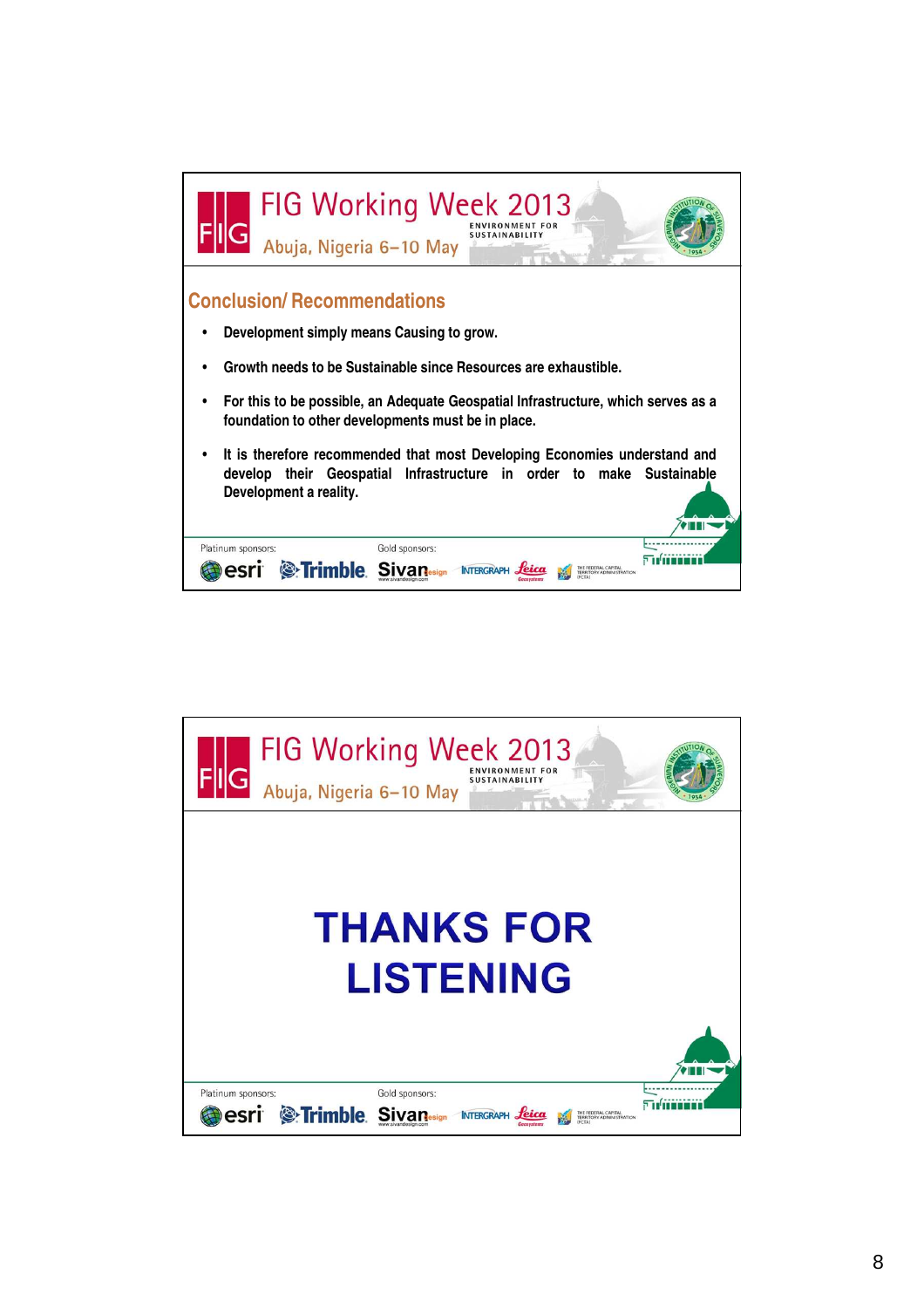## Conclusion/ Recommendations

- Development simply means Causing to grow.
- Growth needs to be Sustainable since Resources are exhaustible.
- For this to be possible, an Adequate Geospatial Infrastructure, which serves as a foundation to other developments must be in place.
- It is therefore recommended that most Developing Economies understand and develop their Geospatial Infrastructure in order to make Sustainable Development a reality.

# THANKS FOR LISTENING